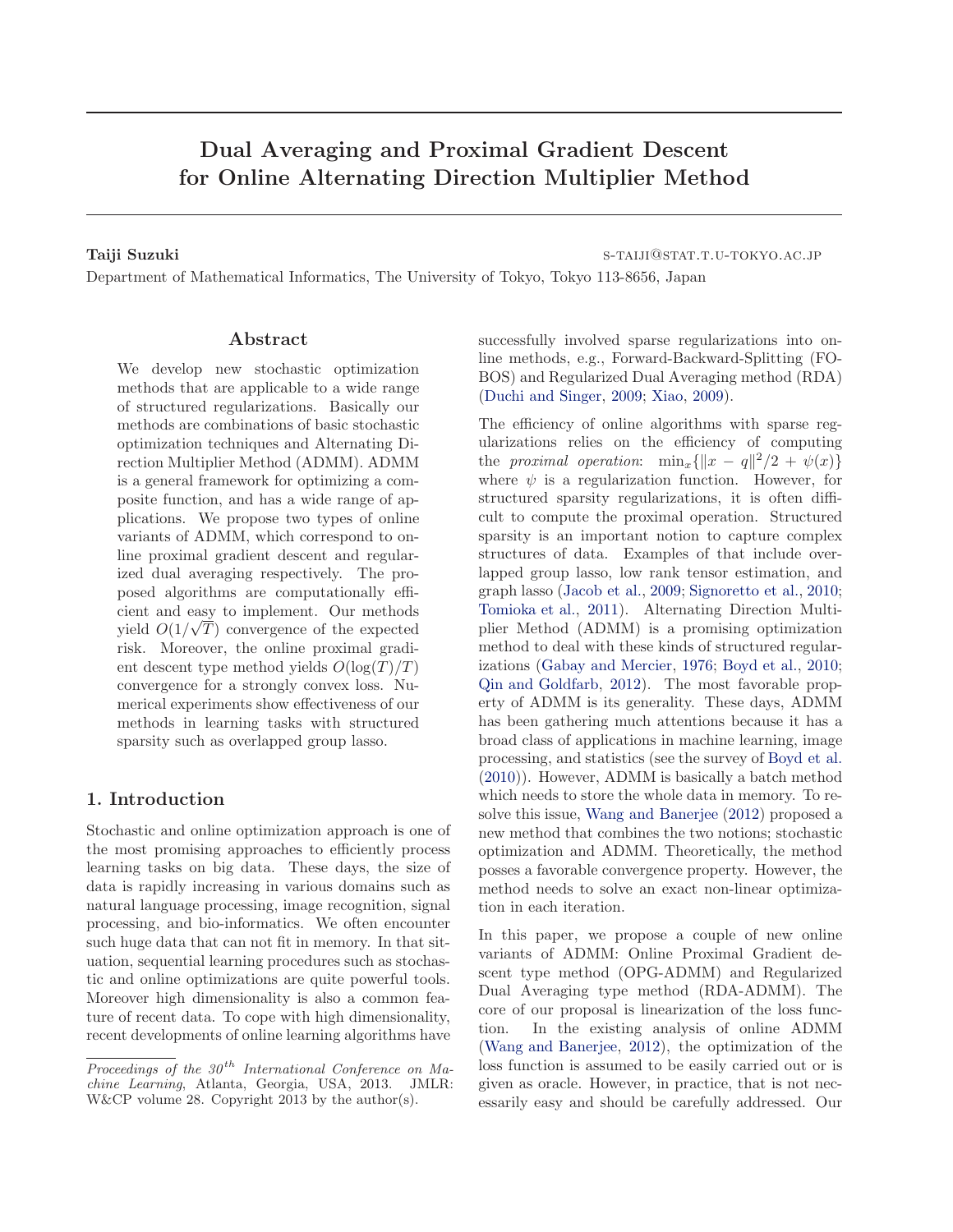# Dual Averaging and Proximal Gradient Descent for Online Alternating Direction Multiplier Method

**Taiji Suzuki** S-TAIJI@STAT.T.U-TOKYO.AC.JP

Department of Mathematical Informatics, The University of Tokyo, Tokyo 113-8656, Japan

## Abstract

We develop new stochastic optimization methods that are applicable to a wide range of structured regularizations. Basically our methods are combinations of basic stochastic optimization techniques and Alternating Direction Multiplier Method (ADMM). ADMM is a general framework for optimizing a composite function, and has a wide range of applications. We propose two types of online variants of ADMM, which correspond to online proximal gradient descent and regularized dual averaging respectively. The proposed algorithms are computationally efficient and easy to implement. Our methods yield $O(1/\sqrt{T})$ convergence of the expected risk. Moreover, the online proximal gradient descent type method yields $O(\log(T)/T)$ convergence for a strongly convex loss. Numerical experiments show effectiveness of our methods in learning tasks with structured sparsity such as overlapped group lasso.

## 1. Introduction

Stochastic and online optimization approach is one of the most promising approaches to efficiently process learning tasks on big data. These days, the size of data is rapidly increasing in various domains such as natural language processing, image recognition, signal processing, and bio-informatics. We often encounter such huge data that can not fit in memory. In that situation, sequential learning procedures such as stochastic and online optimizations are quite powerful tools. Moreover high dimensionality is also a common feature of recent data. To cope with high dimensionality, recent developments of online learning algorithms have successfully involved sparse regularizations into online methods, e.g., Forward-Backward-Splitting (FOBOS) and Regularized Dual Averaging method (RDA) (Duchi and Singer, 2009; Xiao, 2009).

The efficiency of online algorithms with sparse regularizations relies on the efficiency of computing the *proximal operation*: $\min_x\{\|x - q\|^2/2 + \psi(x)\}$ where $\psi$ is a regularization function. However, for structured sparsity regularizations, it is often difficult to compute the proximal operation. Structured sparsity is an important notion to capture complex structures of data. Examples of that include overlapped group lasso, low rank tensor estimation, and graph lasso (Jacob et al., 2009; Signoretto et al., 2010; Tomioka et al., 2011). Alternating Direction Multiplier Method (ADMM) is a promising optimization method to deal with these kinds of structured regularizations (Gabay and Mercier, 1976; Boyd et al., 2010; Qin and Goldfarb, 2012). The most favorable property of ADMM is its generality. These days, ADMM has been gathering much attentions because it has a broad class of applications in machine learning, image processing, and statistics (see the survey of Boyd et al. (2010)). However, ADMM is basically a batch method which needs to store the whole data in memory. To resolve this issue, Wang and Banerjee (2012) proposed a new method that combines the two notions; stochastic optimization and ADMM. Theoretically, the method posses a favorable convergence property. However, the method needs to solve an exact non-linear optimization in each iteration.

In this paper, we propose a couple of new online variants of ADMM: Online Proximal Gradient descent type method (OPG-ADMM) and Regularized Dual Averaging type method (RDA-ADMM). The core of our proposal is linearization of the loss function. In the existing analysis of online ADMM (Wang and Banerjee, 2012), the optimization of the loss function is assumed to be easily carried out or is given as oracle. However, in practice, that is not necessarily easy and should be carefully addressed. Our

*Proceedings of the 30[th] International Conference on Machine Learning*, Atlanta, Georgia, USA, 2013. JMLR: W&CP volume 28. Copyright 2013 by the author(s).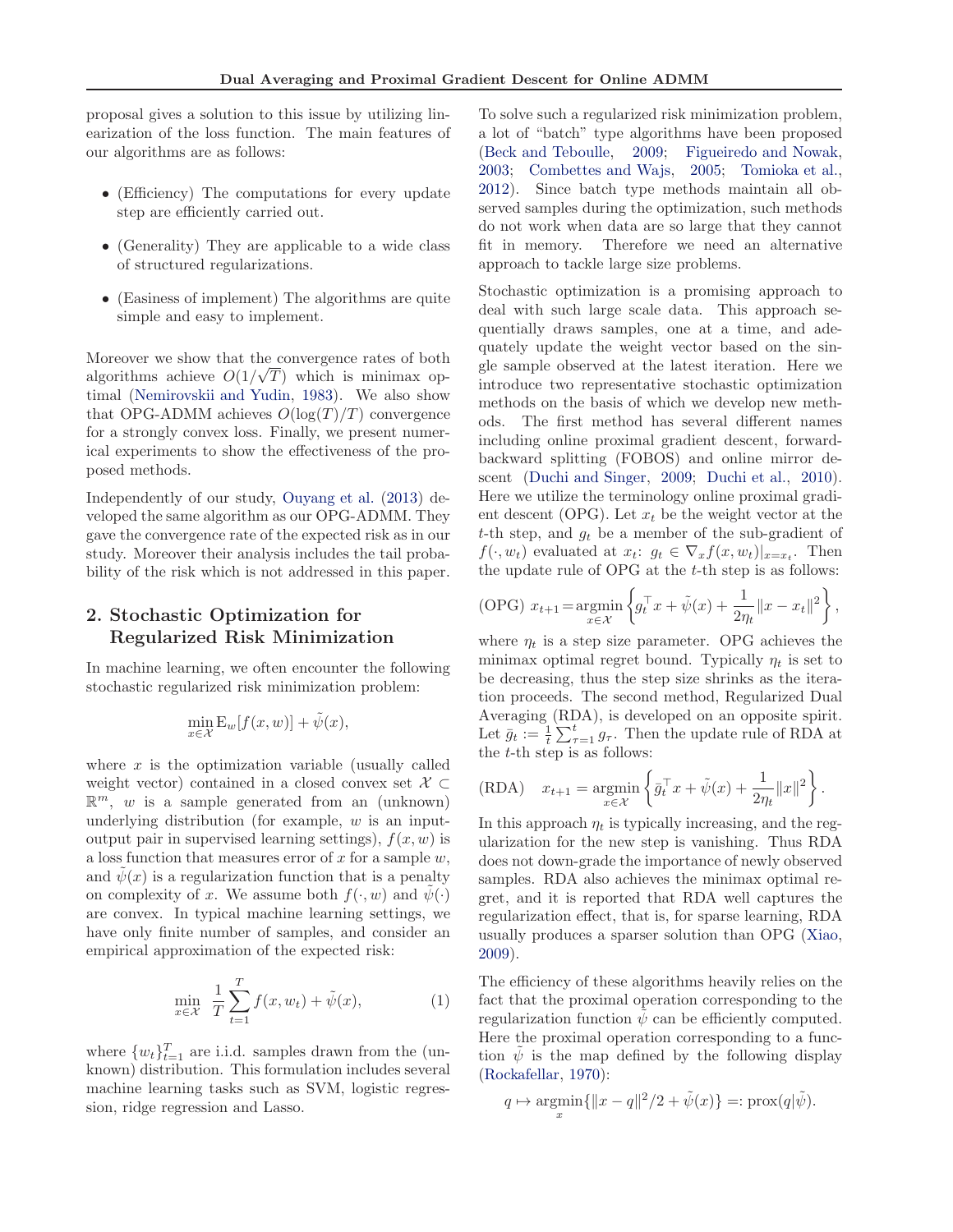proposal gives a solution to this issue by utilizing linearization of the loss function. The main features of our algorithms are as follows:

- (Efficiency) The computations for every update step are efficiently carried out.
- (Generality) They are applicable to a wide class of structured regularizations.
- (Easiness of implement) The algorithms are quite simple and easy to implement.

Moreover we show that the convergence rates of both algorithms achieve $O(1/\sqrt{T})$ which is minimax optimal (Nemirovskii and Yudin, 1983). We also show that OPG-ADMM achieves $O(\log(T)/T)$ convergence for a strongly convex loss. Finally, we present numerical experiments to show the effectiveness of the proposed methods.

Independently of our study, Ouyang et al. (2013) developed the same algorithm as our OPG-ADMM. They gave the convergence rate of the expected risk as in our study. Moreover their analysis includes the tail probability of the risk which is not addressed in this paper.

## 2. Stochastic Optimization for Regularized Risk Minimization

In machine learning, we often encounter the following stochastic regularized risk minimization problem:

$$\min_{x \in \mathcal{X}} \mathrm{E}_w[f(x, w)] + \tilde{\psi}(x),$$

where $x$ is the optimization variable (usually called weight vector) contained in a closed convex set $\mathcal{X} \subset \mathbb{R}^m$, $w$ is a sample generated from an (unknown) underlying distribution (for example, $w$ is an input-output pair in supervised learning settings), $f(x, w)$ is a loss function that measures error of $x$ for a sample $w$, and $\tilde{\psi}(x)$ is a regularization function that is a penalty on complexity of $x$. We assume both $f(\cdot, w)$ and $\tilde{\psi}(\cdot)$ are convex. In typical machine learning settings, we have only finite number of samples, and consider an empirical approximation of the expected risk:

$$\min_{x \in \mathcal{X}} \ \frac{1}{T} \sum_{t=1}^{T} f(x, w_t) + \tilde{\psi}(x), \tag{1}$$

where $\{w_t\}_{t=1}^T$ are i.i.d. samples drawn from the (unknown) distribution. This formulation includes several machine learning tasks such as SVM, logistic regression, ridge regression and Lasso.

To solve such a regularized risk minimization problem, a lot of "batch" type algorithms have been proposed (Beck and Teboulle, 2009; Figueiredo and Nowak, 2003; Combettes and Wajs, 2005; Tomioka et al., 2012). Since batch type methods maintain all observed samples during the optimization, such methods do not work when data are so large that they cannot fit in memory. Therefore we need an alternative approach to tackle large size problems.

Stochastic optimization is a promising approach to deal with such large scale data. This approach sequentially draws samples, one at a time, and adequately update the weight vector based on the single sample observed at the latest iteration. Here we introduce two representative stochastic optimization methods on the basis of which we develop new methods. The first method has several different names including online proximal gradient descent, forward-backward splitting (FOBOS) and online mirror descent (Duchi and Singer, 2009; Duchi et al., 2010). Here we utilize the terminology online proximal gradient descent (OPG). Let $x_t$ be the weight vector at the $t$-th step, and $g_t$ be a member of the sub-gradient of $f(\cdot, w_t)$ evaluated at $x_t$: $g_t \in \nabla_x f(x, w_t)|_{x=x_t}$. Then the update rule of OPG at the $t$-th step is as follows:

$$\text{(OPG)} \ x_{t+1} = \operatorname*{argmin}_{x \in \mathcal{X}} \left\{ g_t^\top x + \tilde{\psi}(x) + \frac{1}{2\eta_t} \|x - x_t\|^2 \right\},$$

where $\eta_t$ is a step size parameter. OPG achieves the minimax optimal regret bound. Typically $\eta_t$ is set to be decreasing, thus the step size shrinks as the iteration proceeds. The second method, Regularized Dual Averaging (RDA), is developed on an opposite spirit. Let $\bar{g}_t := \frac{1}{t} \sum_{\tau=1}^{t} g_\tau$. Then the update rule of RDA at the $t$-th step is as follows:

$$\text{(RDA)} \quad x_{t+1} = \operatorname*{argmin}_{x \in \mathcal{X}} \left\{ \bar{g}_t^\top x + \tilde{\psi}(x) + \frac{1}{2\eta_t} \|x\|^2 \right\}.$$

In this approach $\eta_t$ is typically increasing, and the regularization for the new step is vanishing. Thus RDA does not down-grade the importance of newly observed samples. RDA also achieves the minimax optimal regret, and it is reported that RDA well captures the regularization effect, that is, for sparse learning, RDA usually produces a sparser solution than OPG (Xiao, 2009).

The efficiency of these algorithms heavily relies on the fact that the proximal operation corresponding to the regularization function $\tilde{\psi}$ can be efficiently computed. Here the proximal operation corresponding to a function $\tilde{\psi}$ is the map defined by the following display (Rockafellar, 1970):

$$q \mapsto \operatorname*{argmin}_{x} \{ \|x - q\|^2/2 + \tilde{\psi}(x) \} =: \mathrm{prox}(q|\tilde{\psi}).$$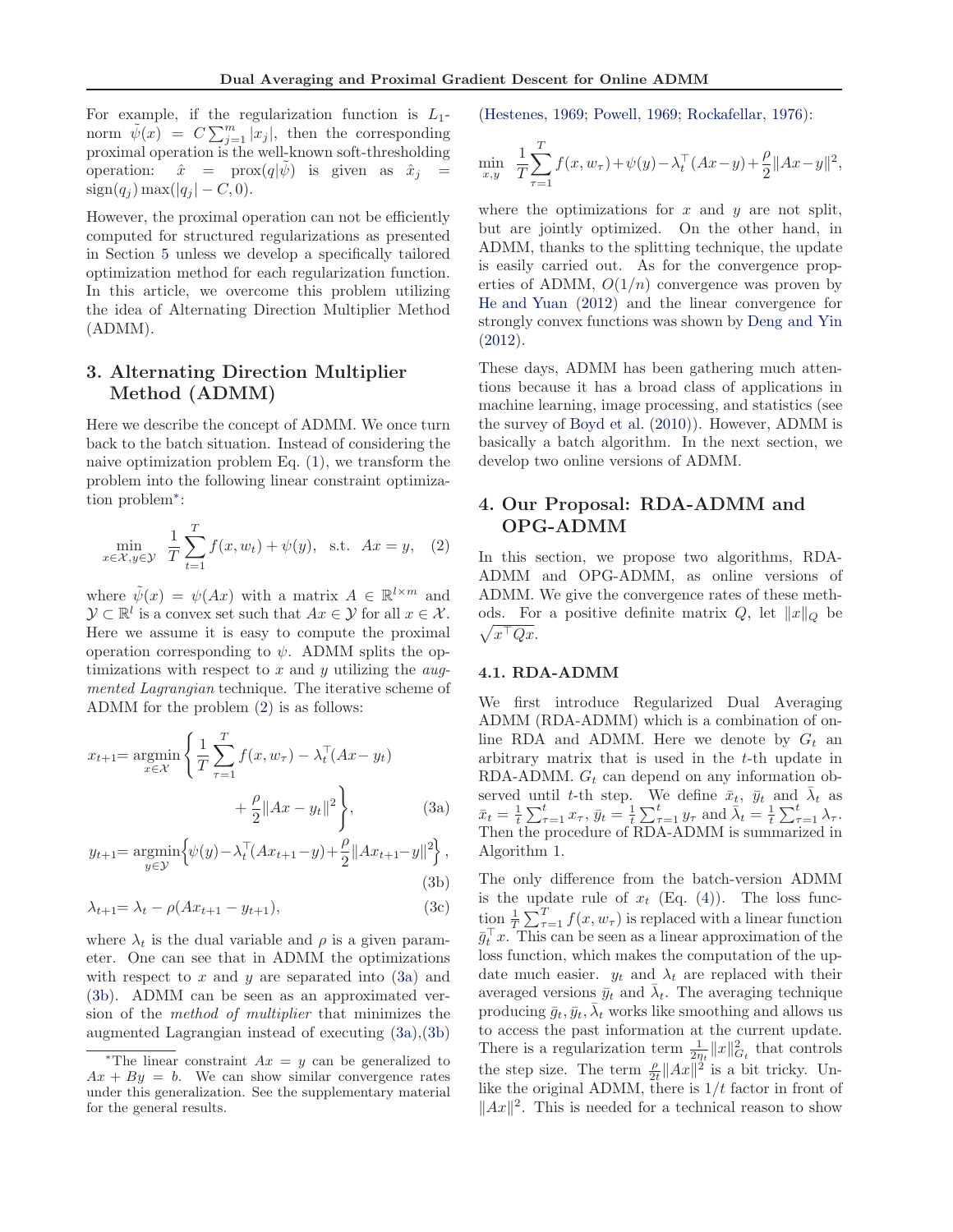For example, if the regularization function is $L_1$-norm $\tilde{\psi}(x) = C\sum_{j=1}^{m}|x_j|$, then the corresponding proximal operation is the well-known soft-thresholding operation: $\hat{x} = \text{prox}(q|\tilde{\psi})$ is given as $\hat{x}_j = \text{sign}(q_j)\max(|q_j| - C, 0)$.

However, the proximal operation can not be efficiently computed for structured regularizations as presented in Section 5 unless we develop a specifically tailored optimization method for each regularization function. In this article, we overcome this problem utilizing the idea of Alternating Direction Multiplier Method (ADMM).

## 3. Alternating Direction Multiplier Method (ADMM)

Here we describe the concept of ADMM. We once turn back to the batch situation. Instead of considering the naive optimization problem Eq. (1), we transform the problem into the following linear constraint optimization problem*:

$$\min_{x\in\mathcal{X}, y\in\mathcal{Y}} \frac{1}{T}\sum_{t=1}^{T} f(x, w_t) + \psi(y), \quad \text{s.t.} \quad Ax = y, \tag{2}$$

where $\tilde{\psi}(x) = \psi(Ax)$ with a matrix $A \in \mathbb{R}^{l\times m}$ and $\mathcal{Y} \subset \mathbb{R}^l$ is a convex set such that $Ax \in \mathcal{Y}$ for all $x \in \mathcal{X}$. Here we assume it is easy to compute the proximal operation corresponding to $\psi$. ADMM splits the optimizations with respect to $x$ and $y$ utilizing the *augmented Lagrangian* technique. The iterative scheme of ADMM for the problem (2) is as follows:

$$x_{t+1} = \underset{x\in\mathcal{X}}{\text{argmin}}\left\{\frac{1}{T}\sum_{\tau=1}^{T} f(x, w_\tau) - \lambda_t^\top(Ax - y_t) + \frac{\rho}{2}\|Ax - y_t\|^2\right\}, \tag{3a}$$

$$y_{t+1} = \underset{y\in\mathcal{Y}}{\text{argmin}}\left\{\psi(y) - \lambda_t^\top(Ax_{t+1} - y) + \frac{\rho}{2}\|Ax_{t+1} - y\|^2\right\}, \tag{3b}$$

$$\lambda_{t+1} = \lambda_t - \rho(Ax_{t+1} - y_{t+1}), \tag{3c}$$

where $\lambda_t$ is the dual variable and $\rho$ is a given parameter. One can see that in ADMM the optimizations with respect to $x$ and $y$ are separated into (3a) and (3b). ADMM can be seen as an approximated version of the *method of multiplier* that minimizes the augmented Lagrangian instead of executing (3a),(3b) (Hestenes, 1969; Powell, 1969; Rockafellar, 1976):

$$\min_{x,y} \frac{1}{T}\sum_{\tau=1}^{T} f(x, w_\tau) + \psi(y) - \lambda_t^\top(Ax - y) + \frac{\rho}{2}\|Ax - y\|^2,$$

where the optimizations for $x$ and $y$ are not split, but are jointly optimized. On the other hand, in ADMM, thanks to the splitting technique, the update is easily carried out. As for the convergence properties of ADMM, $O(1/n)$ convergence was proven by He and Yuan (2012) and the linear convergence for strongly convex functions was shown by Deng and Yin (2012).

These days, ADMM has been gathering much attentions because it has a broad class of applications in machine learning, image processing, and statistics (see the survey of Boyd et al. (2010)). However, ADMM is basically a batch algorithm. In the next section, we develop two online versions of ADMM.

*The linear constraint $Ax = y$ can be generalized to $Ax + By = b$. We can show similar convergence rates under this generalization. See the supplementary material for the general results.

## 4. Our Proposal: RDA-ADMM and OPG-ADMM

In this section, we propose two algorithms, RDA-ADMM and OPG-ADMM, as online versions of ADMM. We give the convergence rates of these methods. For a positive definite matrix $Q$, let $\|x\|_Q$ be $\sqrt{x^\top Qx}$.

### 4.1. RDA-ADMM

We first introduce Regularized Dual Averaging ADMM (RDA-ADMM) which is a combination of online RDA and ADMM. Here we denote by $G_t$ an arbitrary matrix that is used in the $t$-th update in RDA-ADMM. $G_t$ can depend on any information observed until $t$-th step. We define $\bar{x}_t$, $\bar{y}_t$ and $\bar{\lambda}_t$ as $\bar{x}_t = \frac{1}{t}\sum_{\tau=1}^{t} x_\tau$, $\bar{y}_t = \frac{1}{t}\sum_{\tau=1}^{t} y_\tau$ and $\bar{\lambda}_t = \frac{1}{t}\sum_{\tau=1}^{t}\lambda_\tau$. Then the procedure of RDA-ADMM is summarized in Algorithm 1.

The only difference from the batch-version ADMM is the update rule of $x_t$ (Eq. (4)). The loss function $\frac{1}{T}\sum_{\tau=1}^{T} f(x, w_\tau)$ is replaced with a linear function $\bar{g}_t^\top x$. This can be seen as a linear approximation of the loss function, which makes the computation of the update much easier. $y_t$ and $\lambda_t$ are replaced with their averaged versions $\bar{y}_t$ and $\bar{\lambda}_t$. The averaging technique producing $\bar{g}_t, \bar{y}_t, \bar{\lambda}_t$ works like smoothing and allows us to access the past information at the current update. There is a regularization term $\frac{1}{2t\eta_t}\|x\|_{G_t}^2$ that controls the step size. The term $\frac{\rho}{2t}\|Ax\|^2$ is a bit tricky. Unlike the original ADMM, there is $1/t$ factor in front of $\|Ax\|^2$. This is needed for a technical reason to show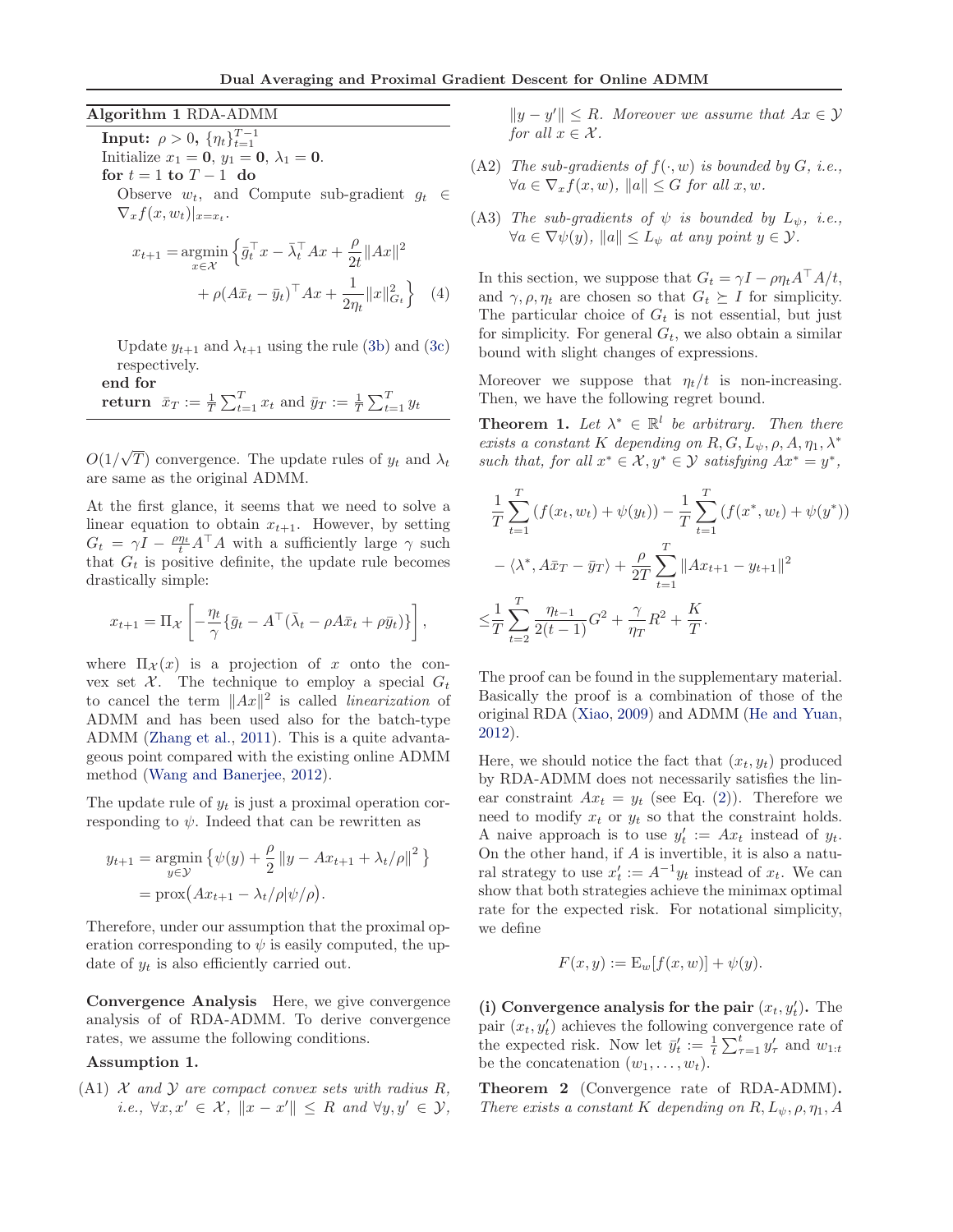**Algorithm 1** RDA-ADMM

**Input:** $\rho > 0$, $\{\eta_t\}_{t=1}^{T-1}$

Initialize $x_1 = \mathbf{0}$, $y_1 = \mathbf{0}$, $\lambda_1 = \mathbf{0}$.

**for** $t = 1$ **to** $T-1$ **do**

Observe $w_t$, and Compute sub-gradient $g_t \in \nabla_x f(x, w_t)|_{x=x_t}$.

$$x_{t+1} = \underset{x \in \mathcal{X}}{\operatorname{argmin}} \Big\{ \bar{g}_t^\top x - \bar{\lambda}_t^\top Ax + \frac{\rho}{2t}\|Ax\|^2 + \rho(A\bar{x}_t - \bar{y}_t)^\top Ax + \frac{1}{2\eta_t}\|x\|_{G_t}^2 \Big\} \quad (4)$$

Update $y_{t+1}$ and $\lambda_{t+1}$ using the rule (3b) and (3c) respectively.

**end for**

**return** $\bar{x}_T := \frac{1}{T}\sum_{t=1}^T x_t$ and $\bar{y}_T := \frac{1}{T}\sum_{t=1}^T y_t$

---

$O(1/\sqrt{T})$ convergence. The update rules of $y_t$ and $\lambda_t$ are same as the original ADMM.

At the first glance, it seems that we need to solve a linear equation to obtain $x_{t+1}$. However, by setting $G_t = \gamma I - \frac{\rho\eta_t}{t}A^\top A$ with a sufficiently large $\gamma$ such that $G_t$ is positive definite, the update rule becomes drastically simple:

$$x_{t+1} = \Pi_{\mathcal{X}}\left[ -\frac{\eta_t}{\gamma}\{\bar{g}_t - A^\top(\bar{\lambda}_t - \rho A\bar{x}_t + \rho\bar{y}_t)\}\right],$$

where $\Pi_{\mathcal{X}}(x)$ is a projection of $x$ onto the convex set $\mathcal{X}$. The technique to employ a special $G_t$ to cancel the term $\|Ax\|^2$ is called *linearization* of ADMM and has been used also for the batch-type ADMM (Zhang et al., 2011). This is a quite advantageous point compared with the existing online ADMM method (Wang and Banerjee, 2012).

The update rule of $y_t$ is just a proximal operation corresponding to $\psi$. Indeed that can be rewritten as

$$\begin{aligned} y_{t+1} &= \underset{y \in \mathcal{Y}}{\operatorname{argmin}} \left\{ \psi(y) + \frac{\rho}{2}\left\| y - Ax_{t+1} + \lambda_t/\rho \right\|^2 \right\} \\ &= \operatorname{prox}\big(Ax_{t+1} - \lambda_t/\rho | \psi/\rho\big). \end{aligned}$$

Therefore, under our assumption that the proximal operation corresponding to $\psi$ is easily computed, the update of $y_t$ is also efficiently carried out.

**Convergence Analysis** Here, we give convergence analysis of of RDA-ADMM. To derive convergence rates, we assume the following conditions.

**Assumption 1.**

(A1) *$\mathcal{X}$ and $\mathcal{Y}$ are compact convex sets with radius $R$, i.e., $\forall x, x' \in \mathcal{X}$, $\|x - x'\| \leq R$ and $\forall y, y' \in \mathcal{Y}$, $\|y - y'\| \leq R$. Moreover we assume that $Ax \in \mathcal{Y}$ for all $x \in \mathcal{X}$.*

(A2) *The sub-gradients of $f(\cdot, w)$ is bounded by $G$, i.e., $\forall a \in \nabla_x f(x, w)$, $\|a\| \leq G$ for all $x, w$.*

(A3) *The sub-gradients of $\psi$ is bounded by $L_\psi$, i.e., $\forall a \in \nabla\psi(y)$, $\|a\| \leq L_\psi$ at any point $y \in \mathcal{Y}$.*

In this section, we suppose that $G_t = \gamma I - \rho\eta_t A^\top A/t$, and $\gamma, \rho, \eta_t$ are chosen so that $G_t \succeq I$ for simplicity. The particular choice of $G_t$ is not essential, but just for simplicity. For general $G_t$, we also obtain a similar bound with slight changes of expressions.

Moreover we suppose that $\eta_t/t$ is non-increasing. Then, we have the following regret bound.

**Theorem 1.** *Let $\lambda^* \in \mathbb{R}^l$ be arbitrary. Then there exists a constant $K$ depending on $R, G, L_\psi, \rho, A, \eta_1, \lambda^*$ such that, for all $x^* \in \mathcal{X}, y^* \in \mathcal{Y}$ satisfying $Ax^* = y^*$,*

$$\begin{aligned} &\frac{1}{T}\sum_{t=1}^T (f(x_t, w_t) + \psi(y_t)) - \frac{1}{T}\sum_{t=1}^T (f(x^*, w_t) + \psi(y^*)) \\ &- \langle \lambda^*, A\bar{x}_T - \bar{y}_T \rangle + \frac{\rho}{2T}\sum_{t=1}^T \|Ax_{t+1} - y_{t+1}\|^2 \\ \leq &\frac{1}{T}\sum_{t=2}^T \frac{\eta_{t-1}}{2(t-1)}G^2 + \frac{\gamma}{\eta_T}R^2 + \frac{K}{T}. \end{aligned}$$

The proof can be found in the supplementary material. Basically the proof is a combination of those of the original RDA (Xiao, 2009) and ADMM (He and Yuan, 2012).

Here, we should notice the fact that $(x_t, y_t)$ produced by RDA-ADMM does not necessarily satisfies the linear constraint $Ax_t = y_t$ (see Eq. (2)). Therefore we need to modify $x_t$ or $y_t$ so that the constraint holds. A naive approach is to use $y'_t := Ax_t$ instead of $y_t$. On the other hand, if $A$ is invertible, it is also a natural strategy to use $x'_t := A^{-1}y_t$ instead of $x_t$. We can show that both strategies achieve the minimax optimal rate for the expected risk. For notational simplicity, we define

$$F(x, y) := \mathrm{E}_w[f(x, w)] + \psi(y).$$

**(i) Convergence analysis for the pair $(x_t, y'_t)$.** The pair $(x_t, y'_t)$ achieves the following convergence rate of the expected risk. Now let $\bar{y}'_t := \frac{1}{t}\sum_{\tau=1}^t y'_\tau$ and $w_{1:t}$ be the concatenation $(w_1, \ldots, w_t)$.

**Theorem 2** (Convergence rate of RDA-ADMM)**.** *There exists a constant $K$ depending on $R, L_\psi, \rho, \eta_1, A$*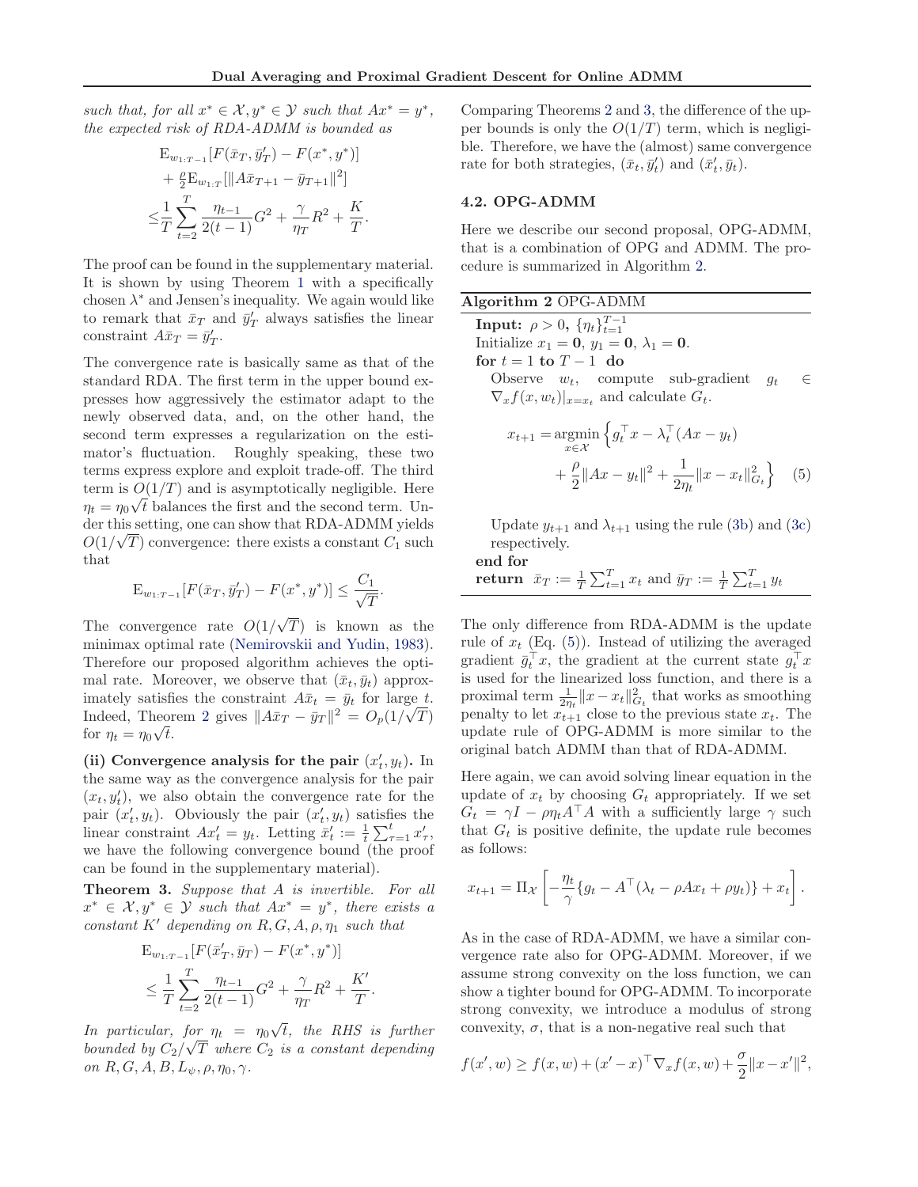*such that, for all $x^* \in \mathcal{X}, y^* \in \mathcal{Y}$ such that $Ax^* = y^*$, the expected risk of RDA-ADMM is bounded as*

$$
\begin{aligned}
&\mathrm{E}_{w_{1:T-1}}[F(\bar{x}_T, \bar{y}'_T) - F(x^*, y^*)] \\
&+ \tfrac{\rho}{2}\mathrm{E}_{w_{1:T}}[\|A\bar{x}_{T+1} - \bar{y}_{T+1}\|^2] \\
\leq &\frac{1}{T}\sum_{t=2}^{T} \frac{\eta_{t-1}}{2(t-1)} G^2 + \frac{\gamma}{\eta_T} R^2 + \frac{K}{T}.
\end{aligned}
$$

The proof can be found in the supplementary material. It is shown by using Theorem 1 with a specifically chosen $\lambda^*$ and Jensen's inequality. We again would like to remark that $\bar{x}_T$ and $\bar{y}'_T$ always satisfies the linear constraint $A\bar{x}_T = \bar{y}'_T$.

The convergence rate is basically same as that of the standard RDA. The first term in the upper bound expresses how aggressively the estimator adapt to the newly observed data, and, on the other hand, the second term expresses a regularization on the estimator's fluctuation. Roughly speaking, these two terms express explore and exploit trade-off. The third term is $O(1/T)$ and is asymptotically negligible. Here $\eta_t = \eta_0\sqrt{t}$ balances the first and the second term. Under this setting, one can show that RDA-ADMM yields $O(1/\sqrt{T})$ convergence: there exists a constant $C_1$ such that

$$
\mathrm{E}_{w_{1:T-1}}[F(\bar{x}_T, \bar{y}'_T) - F(x^*, y^*)] \leq \frac{C_1}{\sqrt{T}}.
$$

The convergence rate $O(1/\sqrt{T})$ is known as the minimax optimal rate (Nemirovskii and Yudin, 1983). Therefore our proposed algorithm achieves the optimal rate. Moreover, we observe that $(\bar{x}_t, \bar{y}_t)$ approximately satisfies the constraint $A\bar{x}_t = \bar{y}_t$ for large $t$. Indeed, Theorem 2 gives $\|A\bar{x}_T - \bar{y}_T\|^2 = O_p(1/\sqrt{T})$ for $\eta_t = \eta_0\sqrt{t}$.

**(ii) Convergence analysis for the pair $(x'_t, y_t)$.** In the same way as the convergence analysis for the pair $(x_t, y'_t)$, we also obtain the convergence rate for the pair $(x'_t, y_t)$. Obviously the pair $(x'_t, y_t)$ satisfies the linear constraint $Ax'_t = y_t$. Letting $\bar{x}'_t := \frac{1}{t}\sum_{\tau=1}^{t} x'_\tau$, we have the following convergence bound (the proof can be found in the supplementary material).

**Theorem 3.** *Suppose that $A$ is invertible. For all $x^* \in \mathcal{X}, y^* \in \mathcal{Y}$ such that $Ax^* = y^*$, there exists a constant $K'$ depending on $R, G, A, \rho, \eta_1$ such that*

$$
\begin{aligned}
&\mathrm{E}_{w_{1:T-1}}[F(\bar{x}'_T, \bar{y}_T) - F(x^*, y^*)] \\
&\leq \frac{1}{T}\sum_{t=2}^{T} \frac{\eta_{t-1}}{2(t-1)} G^2 + \frac{\gamma}{\eta_T} R^2 + \frac{K'}{T}.
\end{aligned}
$$

*In particular, for $\eta_t = \eta_0\sqrt{t}$, the RHS is further bounded by $C_2/\sqrt{T}$ where $C_2$ is a constant depending on $R, G, A, B, L_\psi, \rho, \eta_0, \gamma$.*

Comparing Theorems 2 and 3, the difference of the upper bounds is only the $O(1/T)$ term, which is negligible. Therefore, we have the (almost) same convergence rate for both strategies, $(\bar{x}_t, \bar{y}'_t)$ and $(\bar{x}'_t, \bar{y}_t)$.

### 4.2. OPG-ADMM

Here we describe our second proposal, OPG-ADMM, that is a combination of OPG and ADMM. The procedure is summarized in Algorithm 2.

**Algorithm 2** OPG-ADMM

**Input:** $\rho > 0$, $\{\eta_t\}_{t=1}^{T-1}$
Initialize $x_1 = \mathbf{0}$, $y_1 = \mathbf{0}$, $\lambda_1 = \mathbf{0}$.
**for** $t = 1$ **to** $T-1$ **do**
  Observe $w_t$, compute sub-gradient $g_t \in \nabla_x f(x, w_t)|_{x=x_t}$ and calculate $G_t$.

$$
\begin{aligned}
x_{t+1} = \underset{x\in\mathcal{X}}{\mathrm{argmin}} \Big\{ &g_t^\top x - \lambda_t^\top (Ax - y_t) \\
&+ \frac{\rho}{2}\|Ax - y_t\|^2 + \frac{1}{2\eta_t}\|x - x_t\|_{G_t}^2 \Big\} \quad (5)
\end{aligned}
$$

  Update $y_{t+1}$ and $\lambda_{t+1}$ using the rule (3b) and (3c) respectively.
**end for**
**return** $\bar{x}_T := \frac{1}{T}\sum_{t=1}^{T} x_t$ and $\bar{y}_T := \frac{1}{T}\sum_{t=1}^{T} y_t$

The only difference from RDA-ADMM is the update rule of $x_t$ (Eq. (5)). Instead of utilizing the averaged gradient $\bar{g}_t^\top x$, the gradient at the current state $g_t^\top x$ is used for the linearized loss function, and there is a proximal term $\frac{1}{2\eta_t}\|x - x_t\|_{G_t}^2$ that works as smoothing penalty to let $x_{t+1}$ close to the previous state $x_t$. The update rule of OPG-ADMM is more similar to the original batch ADMM than that of RDA-ADMM.

Here again, we can avoid solving linear equation in the update of $x_t$ by choosing $G_t$ appropriately. If we set $G_t = \gamma I - \rho\eta_t A^\top A$ with a sufficiently large $\gamma$ such that $G_t$ is positive definite, the update rule becomes as follows:

$$
x_{t+1} = \Pi_{\mathcal{X}}\left[ -\frac{\eta_t}{\gamma}\{g_t - A^\top(\lambda_t - \rho A x_t + \rho y_t)\} + x_t \right].
$$

As in the case of RDA-ADMM, we have a similar convergence rate also for OPG-ADMM. Moreover, if we assume strong convexity on the loss function, we can show a tighter bound for OPG-ADMM. To incorporate strong convexity, we introduce a modulus of strong convexity, $\sigma$, that is a non-negative real such that

$$
f(x', w) \geq f(x, w) + (x' - x)^\top \nabla_x f(x, w) + \frac{\sigma}{2}\|x - x'\|^2,
$$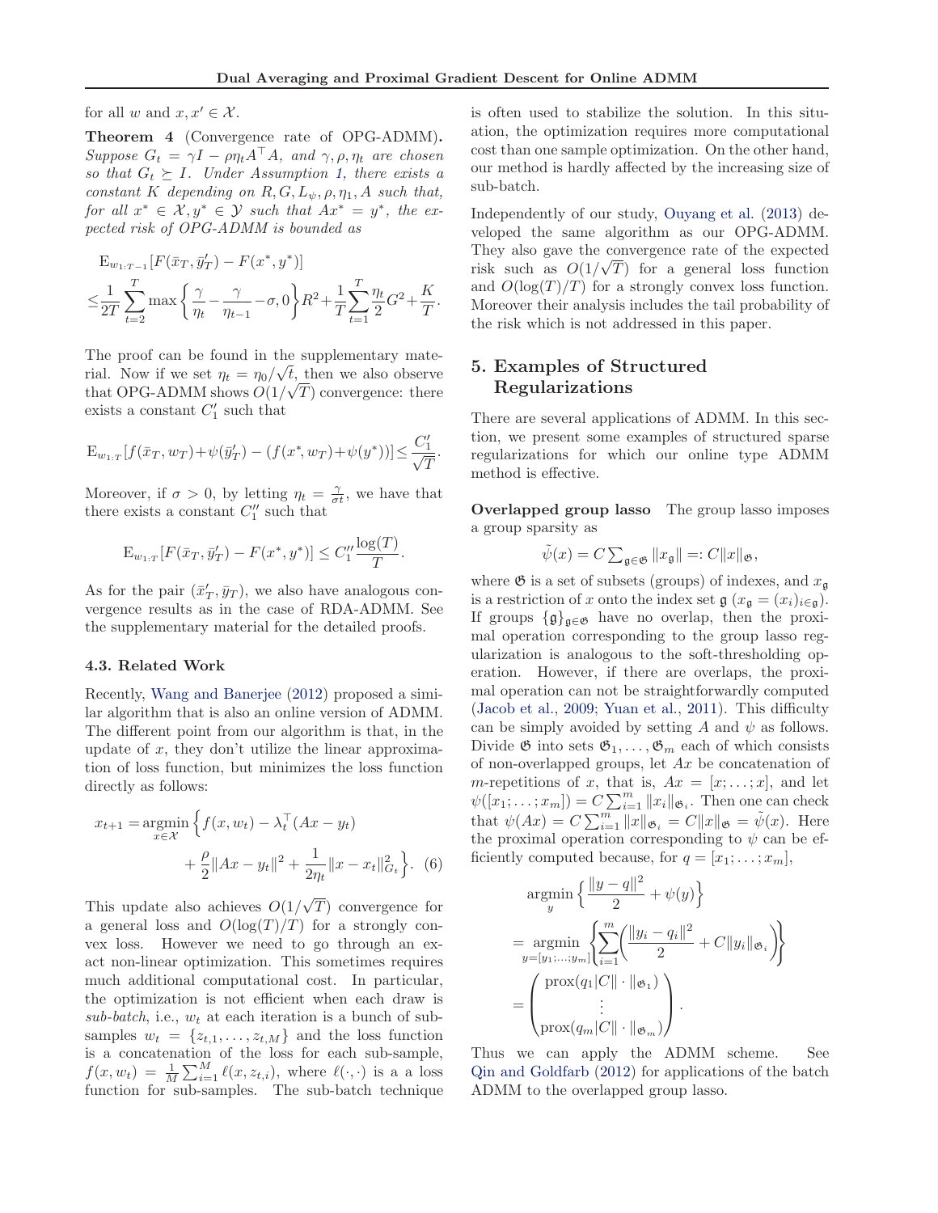for all $w$ and $x, x' \in \mathcal{X}$.

**Theorem 4** (Convergence rate of OPG-ADMM)**.** *Suppose $G_t = \gamma I - \rho\eta_t A^\top A$, and $\gamma, \rho, \eta_t$ are chosen so that $G_t \succeq I$. Under Assumption 1, there exists a constant $K$ depending on $R, G, L_\psi, \rho, \eta_1, A$ such that, for all $x^* \in \mathcal{X}, y^* \in \mathcal{Y}$ such that $Ax^* = y^*$, the expected risk of OPG-ADMM is bounded as*

$$
\begin{aligned}
&\mathrm{E}_{w_{1:T-1}}[F(\bar{x}_T, \bar{y}'_T) - F(x^*, y^*)] \\
\leq &\frac{1}{2T}\sum_{t=2}^{T}\max\left\{\frac{\gamma}{\eta_t} - \frac{\gamma}{\eta_{t-1}} - \sigma, 0\right\}R^2 + \frac{1}{T}\sum_{t=1}^{T}\frac{\eta_t}{2}G^2 + \frac{K}{T}.
\end{aligned}
$$

The proof can be found in the supplementary material. Now if we set $\eta_t = \eta_0/\sqrt{t}$, then we also observe that OPG-ADMM shows $O(1/\sqrt{T})$ convergence: there exists a constant $C'_1$ such that

$$
\mathrm{E}_{w_{1:T}}[f(\bar{x}_T, w_T) + \psi(\bar{y}'_T) - (f(x^*, w_T) + \psi(y^*))] \leq \frac{C'_1}{\sqrt{T}}.
$$

Moreover, if $\sigma > 0$, by letting $\eta_t = \frac{\gamma}{\sigma t}$, we have that there exists a constant $C''_1$ such that

$$
\mathrm{E}_{w_{1:T}}[F(\bar{x}_T, \bar{y}'_T) - F(x^*, y^*)] \leq C''_1 \frac{\log(T)}{T}.
$$

As for the pair $(\bar{x}'_T, \bar{y}_T)$, we also have analogous convergence results as in the case of RDA-ADMM. See the supplementary material for the detailed proofs.

### 4.3. Related Work

Recently, Wang and Banerjee (2012) proposed a similar algorithm that is also an online version of ADMM. The different point from our algorithm is that, in the update of $x$, they don't utilize the linear approximation of loss function, but minimizes the loss function directly as follows:

$$
\begin{aligned}
x_{t+1} = \mathop{\mathrm{argmin}}_{x\in\mathcal{X}} \Big\{ &f(x, w_t) - \lambda_t^\top (Ax - y_t) \\
&+ \frac{\rho}{2}\|Ax - y_t\|^2 + \frac{1}{2\eta_t}\|x - x_t\|^2_{G_t} \Big\}. \quad (6)
\end{aligned}
$$

This update also achieves $O(1/\sqrt{T})$ convergence for a general loss and $O(\log(T)/T)$ for a strongly convex loss. However we need to go through an exact non-linear optimization. This sometimes requires much additional computational cost. In particular, the optimization is not efficient when each draw is *sub-batch*, i.e., $w_t$ at each iteration is a bunch of subsamples $w_t = \{z_{t,1}, \ldots, z_{t,M}\}$ and the loss function is a concatenation of the loss for each sub-sample, $f(x, w_t) = \frac{1}{M}\sum_{i=1}^{M}\ell(x, z_{t,i})$, where $\ell(\cdot,\cdot)$ is a a loss function for sub-samples. The sub-batch technique is often used to stabilize the solution. In this situation, the optimization requires more computational cost than one sample optimization. On the other hand, our method is hardly affected by the increasing size of sub-batch.

Independently of our study, Ouyang et al. (2013) developed the same algorithm as our OPG-ADMM. They also gave the convergence rate of the expected risk such as $O(1/\sqrt{T})$ for a general loss function and $O(\log(T)/T)$ for a strongly convex loss function. Moreover their analysis includes the tail probability of the risk which is not addressed in this paper.

## 5. Examples of Structured Regularizations

There are several applications of ADMM. In this section, we present some examples of structured sparse regularizations for which our online type ADMM method is effective.

**Overlapped group lasso** The group lasso imposes a group sparsity as

$$
\tilde{\psi}(x) = C\textstyle\sum_{\mathfrak{g}\in\mathfrak{G}}\|x_{\mathfrak{g}}\| =: C\|x\|_{\mathfrak{G}},
$$

where $\mathfrak{G}$ is a set of subsets (groups) of indexes, and $x_{\mathfrak{g}}$ is a restriction of $x$ onto the index set $\mathfrak{g}$ ($x_{\mathfrak{g}} = (x_i)_{i\in\mathfrak{g}}$). If groups $\{\mathfrak{g}\}_{\mathfrak{g}\in\mathfrak{G}}$ have no overlap, then the proximal operation corresponding to the group lasso regularization is analogous to the soft-thresholding operation. However, if there are overlaps, the proximal operation can not be straightforwardly computed (Jacob et al., 2009; Yuan et al., 2011). This difficulty can be simply avoided by setting $A$ and $\psi$ as follows. Divide $\mathfrak{G}$ into sets $\mathfrak{G}_1, \ldots, \mathfrak{G}_m$ each of which consists of non-overlapped groups, let $Ax$ be concatenation of $m$-repetitions of $x$, that is, $Ax = [x; \ldots; x]$, and let $\psi([x_1; \ldots; x_m]) = C\sum_{i=1}^{m}\|x_i\|_{\mathfrak{G}_i}$. Then one can check that $\psi(Ax) = C\sum_{i=1}^{m}\|x\|_{\mathfrak{G}_i} = C\|x\|_{\mathfrak{G}} = \tilde{\psi}(x)$. Here the proximal operation corresponding to $\psi$ can be efficiently computed because, for $q = [x_1; \ldots; x_m]$,

$$
\begin{aligned}
&\mathop{\mathrm{argmin}}_{y}\left\{\frac{\|y - q\|^2}{2} + \psi(y)\right\} \\
=& \mathop{\mathrm{argmin}}_{y=[y_1;\ldots;y_m]}\left\{\sum_{i=1}^{m}\left(\frac{\|y_i - q_i\|^2}{2} + C\|y_i\|_{\mathfrak{G}_i}\right)\right\} \\
=& \begin{pmatrix} \mathrm{prox}(q_1|C\|\cdot\|_{\mathfrak{G}_1}) \\ \vdots \\ \mathrm{prox}(q_m|C\|\cdot\|_{\mathfrak{G}_m}) \end{pmatrix}.
\end{aligned}
$$

Thus we can apply the ADMM scheme. See Qin and Goldfarb (2012) for applications of the batch ADMM to the overlapped group lasso.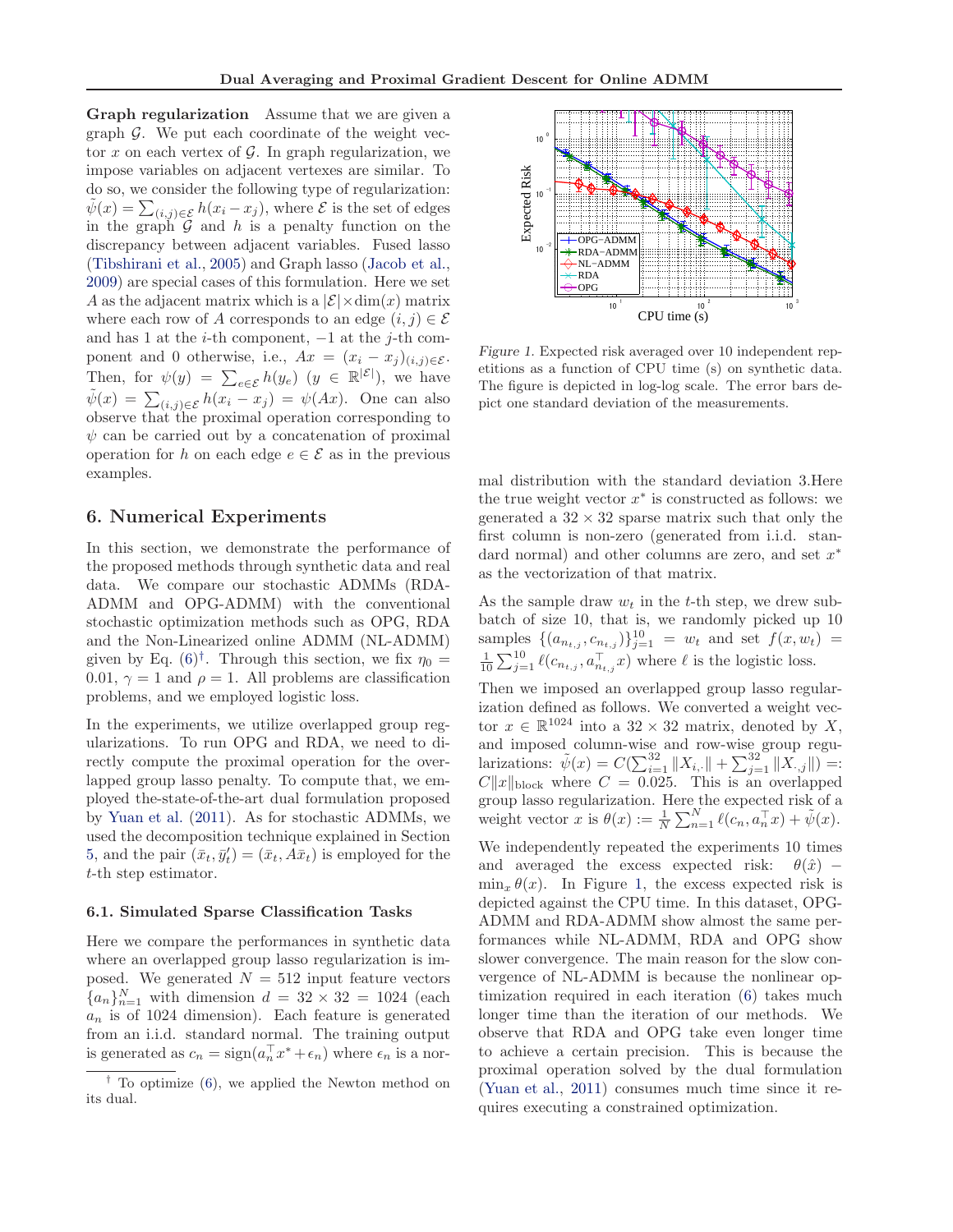**Graph regularization** Assume that we are given a graph $\mathcal{G}$. We put each coordinate of the weight vector $x$ on each vertex of $\mathcal{G}$. In graph regularization, we impose variables on adjacent vertexes are similar. To do so, we consider the following type of regularization: $\tilde{\psi}(x) = \sum_{(i,j)\in\mathcal{E}} h(x_i - x_j)$, where $\mathcal{E}$ is the set of edges in the graph $\mathcal{G}$ and $h$ is a penalty function on the discrepancy between adjacent variables. Fused lasso (Tibshirani et al., 2005) and Graph lasso (Jacob et al., 2009) are special cases of this formulation. Here we set $A$ as the adjacent matrix which is a $|\mathcal{E}|\times\dim(x)$ matrix where each row of $A$ corresponds to an edge $(i,j)\in\mathcal{E}$ and has 1 at the $i$-th component, $-1$ at the $j$-th component and 0 otherwise, i.e., $Ax = (x_i - x_j)_{(i,j)\in\mathcal{E}}$. Then, for $\psi(y) = \sum_{e\in\mathcal{E}} h(y_e)$ ($y \in \mathbb{R}^{|\mathcal{E}|}$), we have $\tilde{\psi}(x) = \sum_{(i,j)\in\mathcal{E}} h(x_i - x_j) = \psi(Ax)$. One can also observe that the proximal operation corresponding to $\psi$ can be carried out by a concatenation of proximal operation for $h$ on each edge $e \in \mathcal{E}$ as in the previous examples.

## 6. Numerical Experiments

In this section, we demonstrate the performance of the proposed methods through synthetic data and real data. We compare our stochastic ADMMs (RDA-ADMM and OPG-ADMM) with the conventional stochastic optimization methods such as OPG, RDA and the Non-Linearized online ADMM (NL-ADMM) given by Eq. (6)[†]. Through this section, we fix $\eta_0 = 0.01$, $\gamma = 1$ and $\rho = 1$. All problems are classification problems, and we employed logistic loss.

In the experiments, we utilize overlapped group regularizations. To run OPG and RDA, we need to directly compute the proximal operation for the overlapped group lasso penalty. To compute that, we employed the-state-of-the-art dual formulation proposed by Yuan et al. (2011). As for stochastic ADMMs, we used the decomposition technique explained in Section 5, and the pair $(\bar{x}_t, \bar{y}'_t) = (\bar{x}_t, A\bar{x}_t)$ is employed for the $t$-th step estimator.

### 6.1. Simulated Sparse Classification Tasks

Here we compare the performances in synthetic data where an overlapped group lasso regularization is imposed. We generated $N = 512$ input feature vectors $\{a_n\}_{n=1}^N$ with dimension $d = 32 \times 32 = 1024$ (each $a_n$ is of 1024 dimension). Each feature is generated from an i.i.d. standard normal. The training output is generated as $c_n = \mathrm{sign}(a_n^\top x^* + \epsilon_n)$ where $\epsilon_n$ is a normal distribution with the standard deviation 3.Here the true weight vector $x^*$ is constructed as follows: we generated a $32 \times 32$ sparse matrix such that only the first column is non-zero (generated from i.i.d. standard normal) and other columns are zero, and set $x^*$ as the vectorization of that matrix.

[†] To optimize (6), we applied the Newton method on its dual.

Figure 1. Expected risk averaged over 10 independent repetitions as a function of CPU time (s) on synthetic data. The figure is depicted in log-log scale. The error bars depict one standard deviation of the measurements.

As the sample draw $w_t$ in the $t$-th step, we drew subbatch of size 10, that is, we randomly picked up 10 samples $\{(a_{n_{t,j}}, c_{n_{t,j}})\}_{j=1}^{10} = w_t$ and set $f(x, w_t) = \frac{1}{10}\sum_{j=1}^{10} \ell(c_{n_{t,j}}, a_{n_{t,j}}^\top x)$ where $\ell$ is the logistic loss.

Then we imposed an overlapped group lasso regularization defined as follows. We converted a weight vector $x \in \mathbb{R}^{1024}$ into a $32 \times 32$ matrix, denoted by $X$, and imposed column-wise and row-wise group regularizations: $\tilde{\psi}(x) = C(\sum_{i=1}^{32}\|X_{i,\cdot}\| + \sum_{j=1}^{32}\|X_{\cdot,j}\|) =: C\|x\|_{\mathrm{block}}$ where $C = 0.025$. This is an overlapped group lasso regularization. Here the expected risk of a weight vector $x$ is $\theta(x) := \frac{1}{N}\sum_{n=1}^N \ell(c_n, a_n^\top x) + \tilde{\psi}(x)$.

We independently repeated the experiments 10 times and averaged the excess expected risk: $\theta(\hat{x}) - \min_x \theta(x)$. In Figure 1, the excess expected risk is depicted against the CPU time. In this dataset, OPG-ADMM and RDA-ADMM show almost the same performances while NL-ADMM, RDA and OPG show slower convergence. The main reason for the slow convergence of NL-ADMM is because the nonlinear optimization required in each iteration (6) takes much longer time than the iteration of our methods. We observe that RDA and OPG take even longer time to achieve a certain precision. This is because the proximal operation solved by the dual formulation (Yuan et al., 2011) consumes much time since it requires executing a constrained optimization.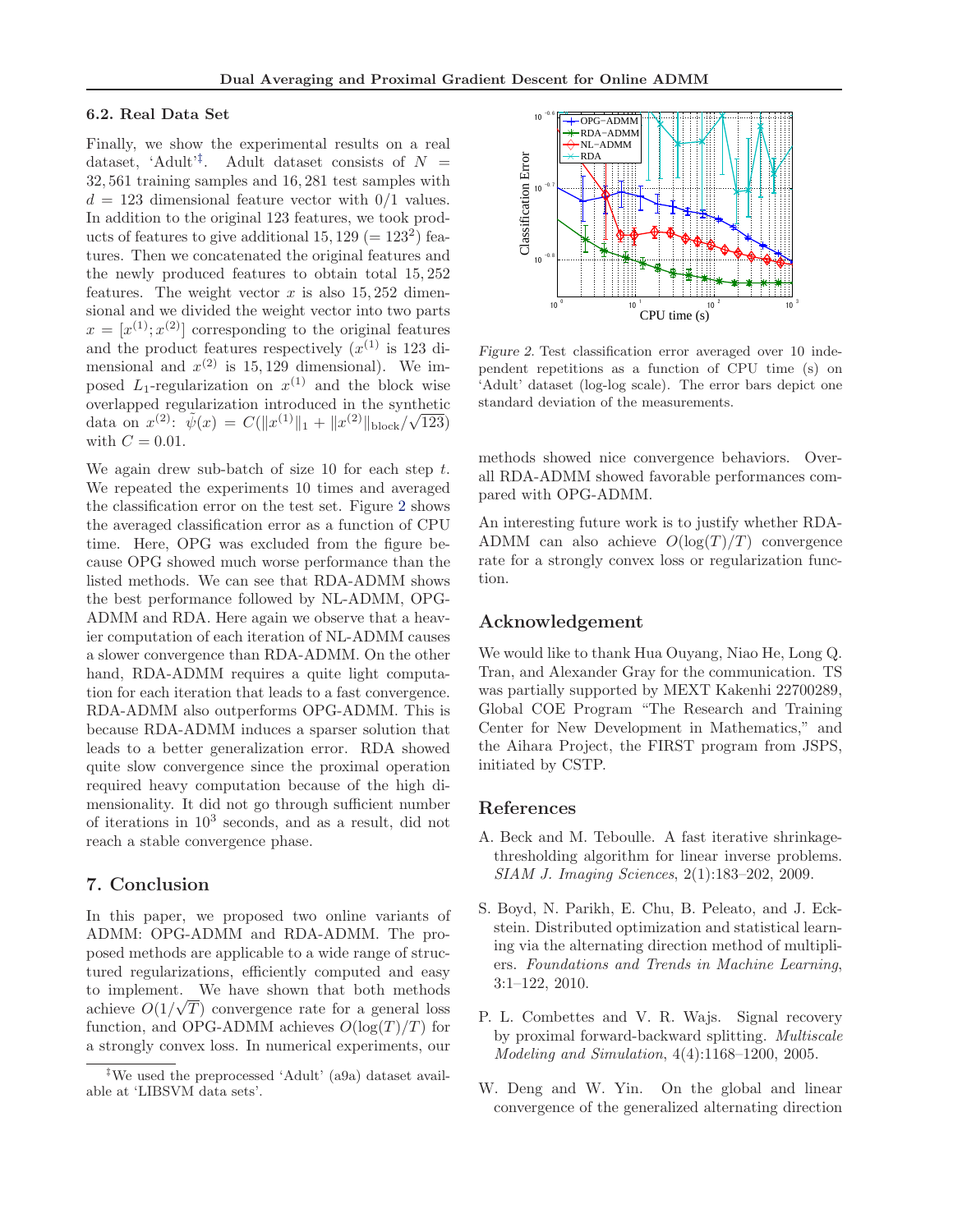### 6.2. Real Data Set

Finally, we show the experimental results on a real dataset, 'Adult'[‡]. Adult dataset consists of $N = 32,561$ training samples and $16,281$ test samples with $d = 123$ dimensional feature vector with 0/1 values. In addition to the original 123 features, we took products of features to give additional $15,129$ $(= 123^2)$ features. Then we concatenated the original features and the newly produced features to obtain total $15,252$ features. The weight vector $x$ is also $15,252$ dimensional and we divided the weight vector into two parts $x = [x^{(1)}; x^{(2)}]$ corresponding to the original features and the product features respectively ($x^{(1)}$ is 123 dimensional and $x^{(2)}$ is 15,129 dimensional). We imposed $L_1$-regularization on $x^{(1)}$ and the block wise overlapped regularization introduced in the synthetic data on $x^{(2)}$: $\tilde{\psi}(x) = C(\|x^{(1)}\|_1 + \|x^{(2)}\|_{\text{block}}/\sqrt{123})$ with $C = 0.01$.

We again drew sub-batch of size 10 for each step $t$. We repeated the experiments 10 times and averaged the classification error on the test set. Figure 2 shows the averaged classification error as a function of CPU time. Here, OPG was excluded from the figure because OPG showed much worse performance than the listed methods. We can see that RDA-ADMM shows the best performance followed by NL-ADMM, OPG-ADMM and RDA. Here again we observe that a heavier computation of each iteration of NL-ADMM causes a slower convergence than RDA-ADMM. On the other hand, RDA-ADMM requires a quite light computation for each iteration that leads to a fast convergence. RDA-ADMM also outperforms OPG-ADMM. This is because RDA-ADMM induces a sparser solution that leads to a better generalization error. RDA showed quite slow convergence since the proximal operation required heavy computation because of the high dimensionality. It did not go through sufficient number of iterations in $10^3$ seconds, and as a result, did not reach a stable convergence phase.

*Figure 2.* Test classification error averaged over 10 independent repetitions as a function of CPU time (s) on 'Adult' dataset (log-log scale). The error bars depict one standard deviation of the measurements.

## 7. Conclusion

In this paper, we proposed two online variants of ADMM: OPG-ADMM and RDA-ADMM. The proposed methods are applicable to a wide range of structured regularizations, efficiently computed and easy to implement. We have shown that both methods achieve $O(1/\sqrt{T})$ convergence rate for a general loss function, and OPG-ADMM achieves $O(\log(T)/T)$ for a strongly convex loss. In numerical experiments, our methods showed nice convergence behaviors. Overall RDA-ADMM showed favorable performances compared with OPG-ADMM.

An interesting future work is to justify whether RDA-ADMM can also achieve $O(\log(T)/T)$ convergence rate for a strongly convex loss or regularization function.

[‡] We used the preprocessed 'Adult' (a9a) dataset available at 'LIBSVM data sets'.

## Acknowledgement

We would like to thank Hua Ouyang, Niao He, Long Q. Tran, and Alexander Gray for the communication. TS was partially supported by MEXT Kakenhi 22700289, Global COE Program "The Research and Training Center for New Development in Mathematics," and the Aihara Project, the FIRST program from JSPS, initiated by CSTP.

## References

A. Beck and M. Teboulle. A fast iterative shrinkage-thresholding algorithm for linear inverse problems. *SIAM J. Imaging Sciences*, 2(1):183–202, 2009.

S. Boyd, N. Parikh, E. Chu, B. Peleato, and J. Eckstein. Distributed optimization and statistical learning via the alternating direction method of multipliers. *Foundations and Trends in Machine Learning*, 3:1–122, 2010.

P. L. Combettes and V. R. Wajs. Signal recovery by proximal forward-backward splitting. *Multiscale Modeling and Simulation*, 4(4):1168–1200, 2005.

W. Deng and W. Yin. On the global and linear convergence of the generalized alternating direction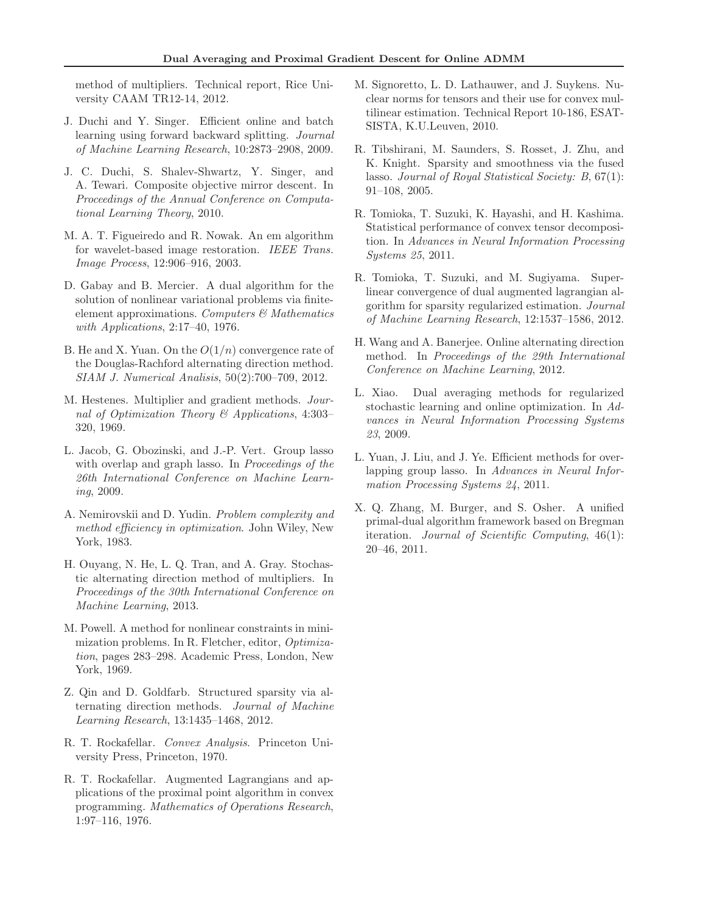method of multipliers. Technical report, Rice University CAAM TR12-14, 2012.

J. Duchi and Y. Singer. Efficient online and batch learning using forward backward splitting. *Journal of Machine Learning Research*, 10:2873–2908, 2009.

J. C. Duchi, S. Shalev-Shwartz, Y. Singer, and A. Tewari. Composite objective mirror descent. In *Proceedings of the Annual Conference on Computational Learning Theory*, 2010.

M. A. T. Figueiredo and R. Nowak. An em algorithm for wavelet-based image restoration. *IEEE Trans. Image Process*, 12:906–916, 2003.

D. Gabay and B. Mercier. A dual algorithm for the solution of nonlinear variational problems via finite-element approximations. *Computers & Mathematics with Applications*, 2:17–40, 1976.

B. He and X. Yuan. On the $O(1/n)$ convergence rate of the Douglas-Rachford alternating direction method. *SIAM J. Numerical Analisis*, 50(2):700–709, 2012.

M. Hestenes. Multiplier and gradient methods. *Journal of Optimization Theory & Applications*, 4:303–320, 1969.

L. Jacob, G. Obozinski, and J.-P. Vert. Group lasso with overlap and graph lasso. In *Proceedings of the 26th International Conference on Machine Learning*, 2009.

A. Nemirovskii and D. Yudin. *Problem complexity and method efficiency in optimization*. John Wiley, New York, 1983.

H. Ouyang, N. He, L. Q. Tran, and A. Gray. Stochastic alternating direction method of multipliers. In *Proceedings of the 30th International Conference on Machine Learning*, 2013.

M. Powell. A method for nonlinear constraints in minimization problems. In R. Fletcher, editor, *Optimization*, pages 283–298. Academic Press, London, New York, 1969.

Z. Qin and D. Goldfarb. Structured sparsity via alternating direction methods. *Journal of Machine Learning Research*, 13:1435–1468, 2012.

R. T. Rockafellar. *Convex Analysis*. Princeton University Press, Princeton, 1970.

R. T. Rockafellar. Augmented Lagrangians and applications of the proximal point algorithm in convex programming. *Mathematics of Operations Research*, 1:97–116, 1976.

M. Signoretto, L. D. Lathauwer, and J. Suykens. Nuclear norms for tensors and their use for convex multilinear estimation. Technical Report 10-186, ESAT-SISTA, K.U.Leuven, 2010.

R. Tibshirani, M. Saunders, S. Rosset, J. Zhu, and K. Knight. Sparsity and smoothness via the fused lasso. *Journal of Royal Statistical Society: B*, 67(1): 91–108, 2005.

R. Tomioka, T. Suzuki, K. Hayashi, and H. Kashima. Statistical performance of convex tensor decomposition. In *Advances in Neural Information Processing Systems 25*, 2011.

R. Tomioka, T. Suzuki, and M. Sugiyama. Super-linear convergence of dual augmented lagrangian algorithm for sparsity regularized estimation. *Journal of Machine Learning Research*, 12:1537–1586, 2012.

H. Wang and A. Banerjee. Online alternating direction method. In *Proceedings of the 29th International Conference on Machine Learning*, 2012.

L. Xiao. Dual averaging methods for regularized stochastic learning and online optimization. In *Advances in Neural Information Processing Systems 23*, 2009.

L. Yuan, J. Liu, and J. Ye. Efficient methods for overlapping group lasso. In *Advances in Neural Information Processing Systems 24*, 2011.

X. Q. Zhang, M. Burger, and S. Osher. A unified primal-dual algorithm framework based on Bregman iteration. *Journal of Scientific Computing*, 46(1): 20–46, 2011.